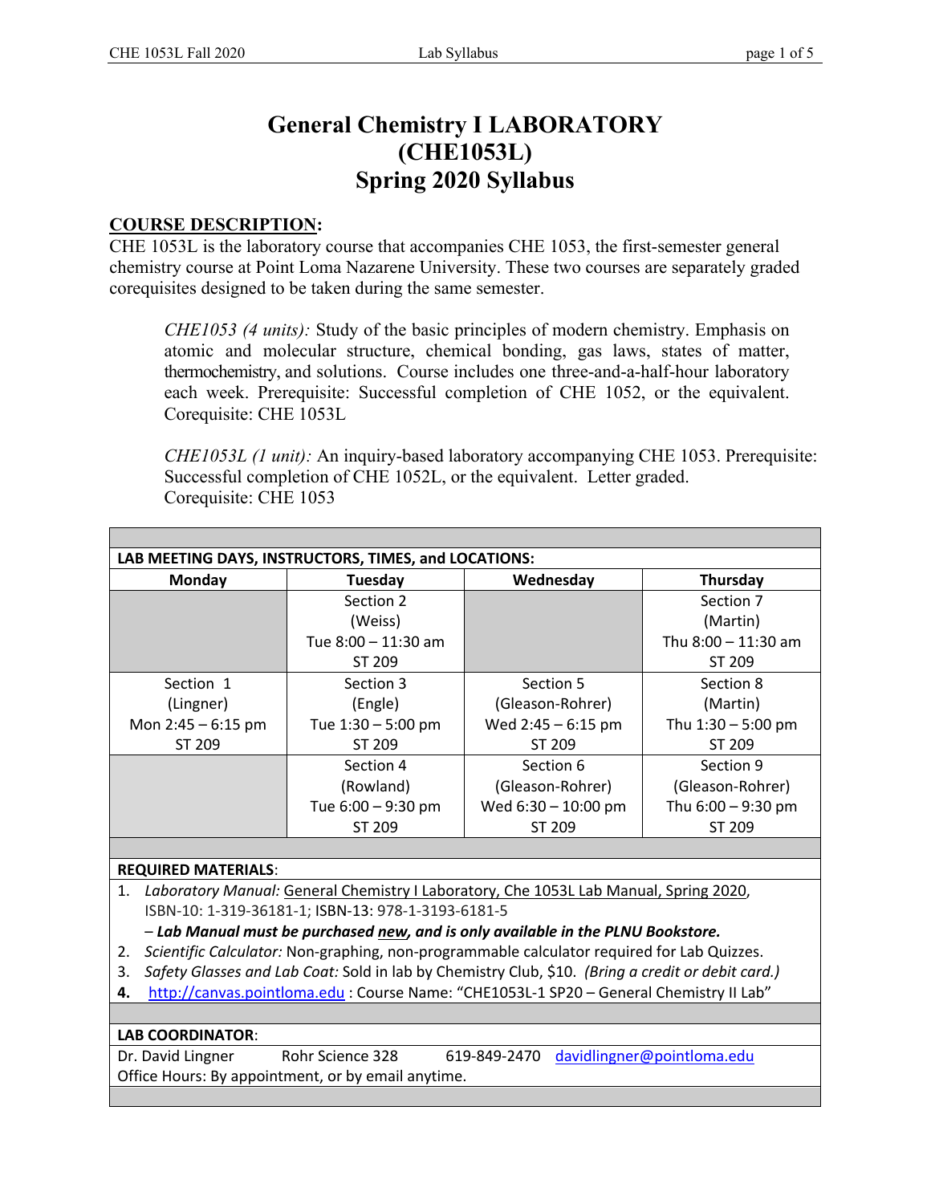# General Chemistry I LABORATORY (CHE1053L) Spring 2020 Syllabus

## COURSE DESCRIPTION:

CHE 1053L is the laboratory course that accompanies CHE 1053, the first-semester general chemistry course at Point Loma Nazarene University. These two courses are separately graded corequisites designed to be taken during the same semester.

> *CHE1053 (4 units):* Study of the basic principles of modern chemistry. Emphasis on atomic and molecular structure, chemical bonding, gas laws, states of matter, thermochemistry, and solutions. Course includes one three-and-a-half-hour laboratory each week. Prerequisite: Successful completion of CHE 1052, or the equivalent. Corequisite: CHE 1053L
>
> *CHE1053L (1 unit):* An inquiry-based laboratory accompanying CHE 1053. Prerequisite: Successful completion of CHE 1052L, or the equivalent. Letter graded. Corequisite: CHE 1053

**LAB MEETING DAYS, INSTRUCTORS, TIMES, and LOCATIONS:**

| Monday | Tuesday | Wednesday | Thursday |
|---|---|---|---|
| | Section 2<br>(Weiss)<br>Tue 8:00 – 11:30 am<br>ST 209 | | Section 7<br>(Martin)<br>Thu 8:00 – 11:30 am<br>ST 209 |
| Section 1<br>(Lingner)<br>Mon 2:45 – 6:15 pm<br>ST 209 | Section 3<br>(Engle)<br>Tue 1:30 – 5:00 pm<br>ST 209 | Section 5<br>(Gleason-Rohrer)<br>Wed 2:45 – 6:15 pm<br>ST 209 | Section 8<br>(Martin)<br>Thu 1:30 – 5:00 pm<br>ST 209 |
| | Section 4<br>(Rowland)<br>Tue 6:00 – 9:30 pm<br>ST 209 | Section 6<br>(Gleason-Rohrer)<br>Wed 6:30 – 10:00 pm<br>ST 209 | Section 9<br>(Gleason-Rohrer)<br>Thu 6:00 – 9:30 pm<br>ST 209 |

**REQUIRED MATERIALS**:

1. *Laboratory Manual:* General Chemistry I Laboratory, Che 1053L Lab Manual, Spring 2020, ISBN-10: 1-319-36181-1; ISBN-13: 978-1-3193-6181-5
   – ***Lab Manual must be purchased new, and is only available in the PLNU Bookstore.***
2. *Scientific Calculator:* Non-graphing, non-programmable calculator required for Lab Quizzes.
3. *Safety Glasses and Lab Coat:* Sold in lab by Chemistry Club, $10. *(Bring a credit or debit card.)*
4. http://canvas.pointloma.edu : Course Name: "CHE1053L-1 SP20 – General Chemistry II Lab"

**LAB COORDINATOR**:

Dr. David Lingner    Rohr Science 328    619-849-2470    davidlingner@pointloma.edu
Office Hours: By appointment, or by email anytime.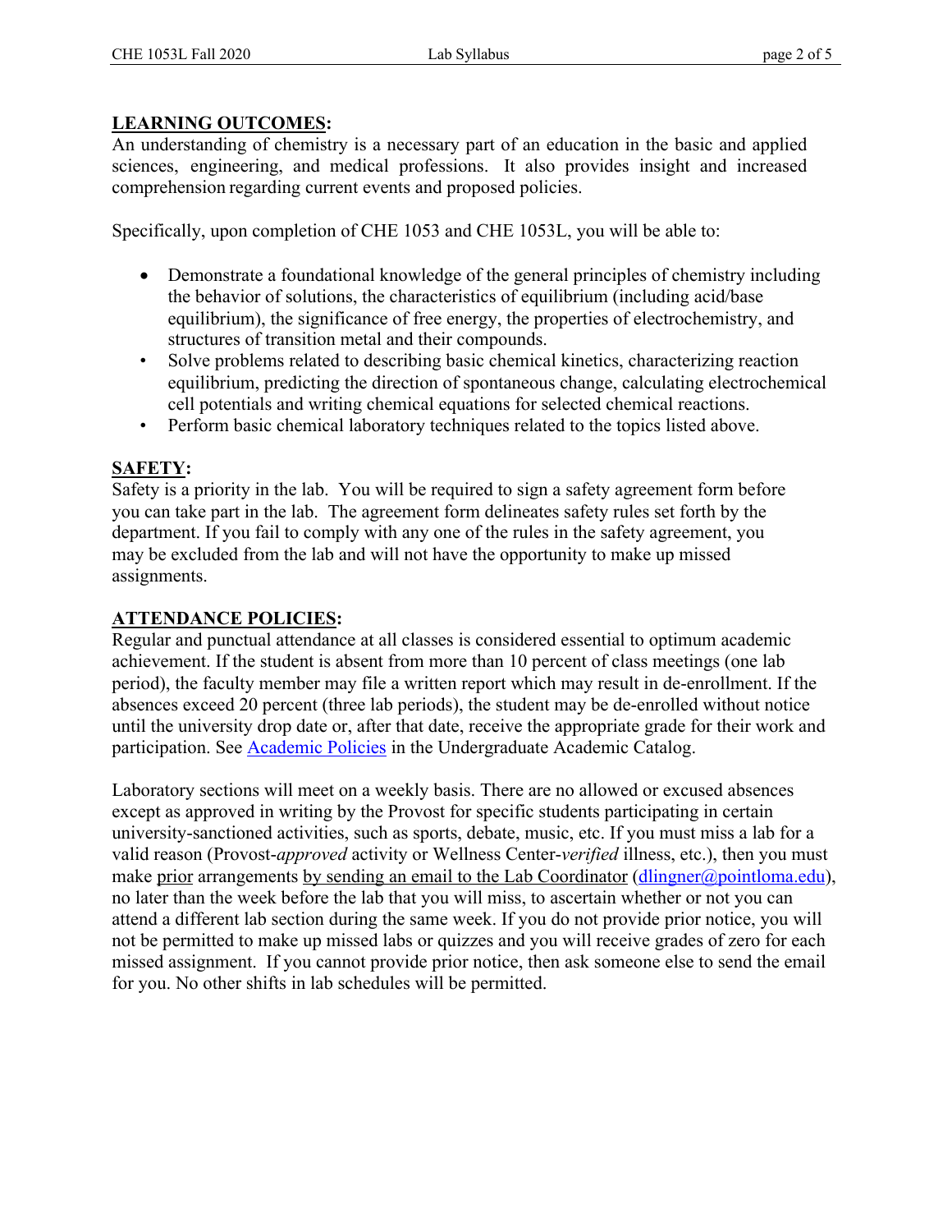## LEARNING OUTCOMES:

An understanding of chemistry is a necessary part of an education in the basic and applied sciences, engineering, and medical professions. It also provides insight and increased comprehension regarding current events and proposed policies.

Specifically, upon completion of CHE 1053 and CHE 1053L, you will be able to:

- Demonstrate a foundational knowledge of the general principles of chemistry including the behavior of solutions, the characteristics of equilibrium (including acid/base equilibrium), the significance of free energy, the properties of electrochemistry, and structures of transition metal and their compounds.
- Solve problems related to describing basic chemical kinetics, characterizing reaction equilibrium, predicting the direction of spontaneous change, calculating electrochemical cell potentials and writing chemical equations for selected chemical reactions.
- Perform basic chemical laboratory techniques related to the topics listed above.

## SAFETY:

Safety is a priority in the lab. You will be required to sign a safety agreement form before you can take part in the lab. The agreement form delineates safety rules set forth by the department. If you fail to comply with any one of the rules in the safety agreement, you may be excluded from the lab and will not have the opportunity to make up missed assignments.

## ATTENDANCE POLICIES:

Regular and punctual attendance at all classes is considered essential to optimum academic achievement. If the student is absent from more than 10 percent of class meetings (one lab period), the faculty member may file a written report which may result in de-enrollment. If the absences exceed 20 percent (three lab periods), the student may be de-enrolled without notice until the university drop date or, after that date, receive the appropriate grade for their work and participation. See [Academic Policies](#) in the Undergraduate Academic Catalog.

Laboratory sections will meet on a weekly basis. There are no allowed or excused absences except as approved in writing by the Provost for specific students participating in certain university-sanctioned activities, such as sports, debate, music, etc. If you must miss a lab for a valid reason (Provost-*approved* activity or Wellness Center-*verified* illness, etc.), then you must make prior arrangements by sending an email to the Lab Coordinator (dlingner@pointloma.edu), no later than the week before the lab that you will miss, to ascertain whether or not you can attend a different lab section during the same week. If you do not provide prior notice, you will not be permitted to make up missed labs or quizzes and you will receive grades of zero for each missed assignment. If you cannot provide prior notice, then ask someone else to send the email for you. No other shifts in lab schedules will be permitted.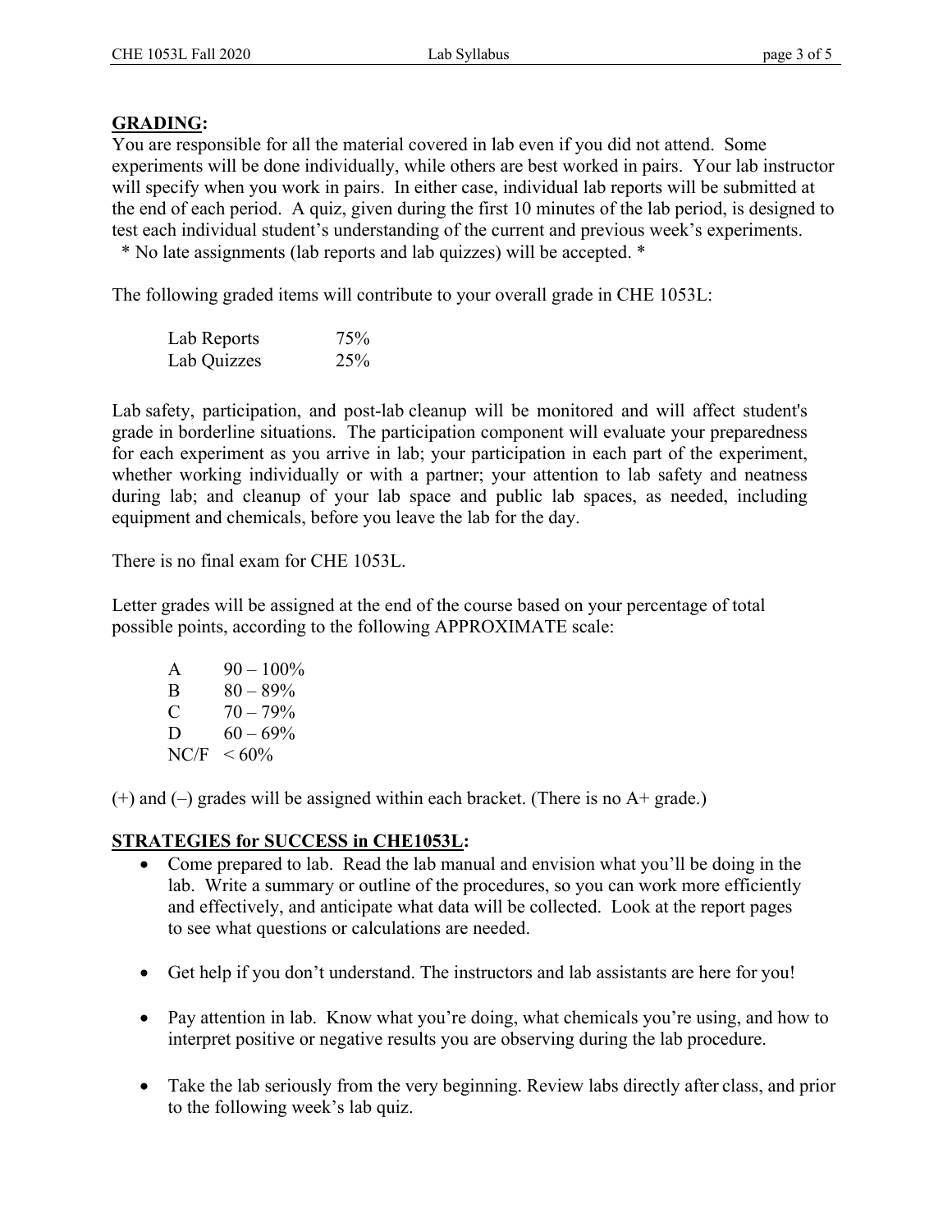## GRADING:

You are responsible for all the material covered in lab even if you did not attend. Some experiments will be done individually, while others are best worked in pairs. Your lab instructor will specify when you work in pairs. In either case, individual lab reports will be submitted at the end of each period. A quiz, given during the first 10 minutes of the lab period, is designed to test each individual student's understanding of the current and previous week's experiments.

\* No late assignments (lab reports and lab quizzes) will be accepted. \*

The following graded items will contribute to your overall grade in CHE 1053L:

| | |
|---|---|
| Lab Reports | 75% |
| Lab Quizzes | 25% |

Lab safety, participation, and post-lab cleanup will be monitored and will affect student's grade in borderline situations. The participation component will evaluate your preparedness for each experiment as you arrive in lab; your participation in each part of the experiment, whether working individually or with a partner; your attention to lab safety and neatness during lab; and cleanup of your lab space and public lab spaces, as needed, including equipment and chemicals, before you leave the lab for the day.

There is no final exam for CHE 1053L.

Letter grades will be assigned at the end of the course based on your percentage of total possible points, according to the following APPROXIMATE scale:

| | |
|---|---|
| A | 90 – 100% |
| B | 80 – 89% |
| C | 70 – 79% |
| D | 60 – 69% |
| NC/F | < 60% |

(+) and (–) grades will be assigned within each bracket. (There is no A+ grade.)

## STRATEGIES for SUCCESS in CHE1053L:

- Come prepared to lab. Read the lab manual and envision what you'll be doing in the lab. Write a summary or outline of the procedures, so you can work more efficiently and effectively, and anticipate what data will be collected. Look at the report pages to see what questions or calculations are needed.
- Get help if you don't understand. The instructors and lab assistants are here for you!
- Pay attention in lab. Know what you're doing, what chemicals you're using, and how to interpret positive or negative results you are observing during the lab procedure.
- Take the lab seriously from the very beginning. Review labs directly after class, and prior to the following week's lab quiz.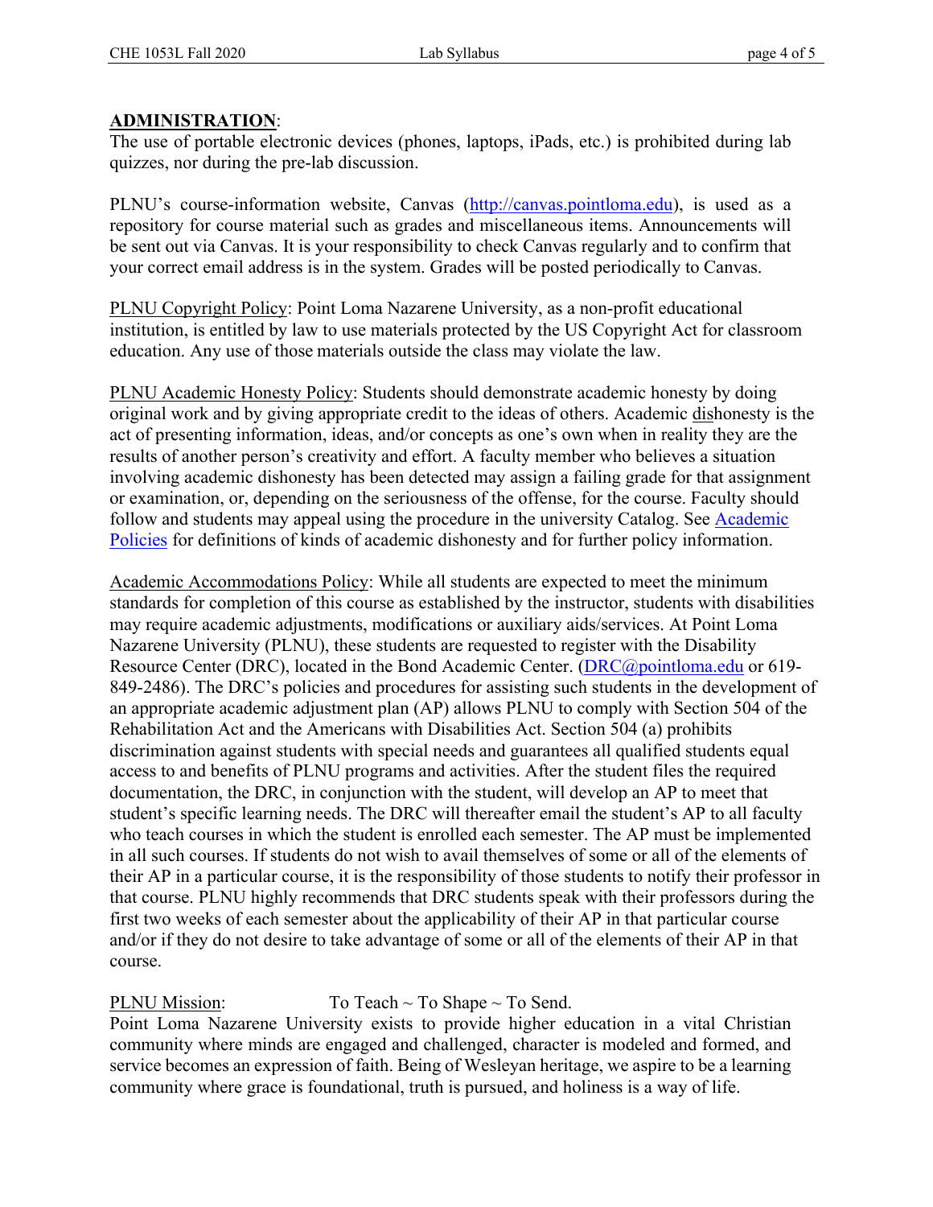**ADMINISTRATION**:
The use of portable electronic devices (phones, laptops, iPads, etc.) is prohibited during lab quizzes, nor during the pre-lab discussion.

PLNU's course-information website, Canvas (http://canvas.pointloma.edu), is used as a repository for course material such as grades and miscellaneous items. Announcements will be sent out via Canvas. It is your responsibility to check Canvas regularly and to confirm that your correct email address is in the system. Grades will be posted periodically to Canvas.

PLNU Copyright Policy: Point Loma Nazarene University, as a non-profit educational institution, is entitled by law to use materials protected by the US Copyright Act for classroom education. Any use of those materials outside the class may violate the law.

PLNU Academic Honesty Policy: Students should demonstrate academic honesty by doing original work and by giving appropriate credit to the ideas of others. Academic dishonesty is the act of presenting information, ideas, and/or concepts as one's own when in reality they are the results of another person's creativity and effort. A faculty member who believes a situation involving academic dishonesty has been detected may assign a failing grade for that assignment or examination, or, depending on the seriousness of the offense, for the course. Faculty should follow and students may appeal using the procedure in the university Catalog. See Academic Policies for definitions of kinds of academic dishonesty and for further policy information.

Academic Accommodations Policy: While all students are expected to meet the minimum standards for completion of this course as established by the instructor, students with disabilities may require academic adjustments, modifications or auxiliary aids/services. At Point Loma Nazarene University (PLNU), these students are requested to register with the Disability Resource Center (DRC), located in the Bond Academic Center. (DRC@pointloma.edu or 619-849-2486). The DRC's policies and procedures for assisting such students in the development of an appropriate academic adjustment plan (AP) allows PLNU to comply with Section 504 of the Rehabilitation Act and the Americans with Disabilities Act. Section 504 (a) prohibits discrimination against students with special needs and guarantees all qualified students equal access to and benefits of PLNU programs and activities. After the student files the required documentation, the DRC, in conjunction with the student, will develop an AP to meet that student's specific learning needs. The DRC will thereafter email the student's AP to all faculty who teach courses in which the student is enrolled each semester. The AP must be implemented in all such courses. If students do not wish to avail themselves of some or all of the elements of their AP in a particular course, it is the responsibility of those students to notify their professor in that course. PLNU highly recommends that DRC students speak with their professors during the first two weeks of each semester about the applicability of their AP in that particular course and/or if they do not desire to take advantage of some or all of the elements of their AP in that course.

PLNU Mission: To Teach ~ To Shape ~ To Send.
Point Loma Nazarene University exists to provide higher education in a vital Christian community where minds are engaged and challenged, character is modeled and formed, and service becomes an expression of faith. Being of Wesleyan heritage, we aspire to be a learning community where grace is foundational, truth is pursued, and holiness is a way of life.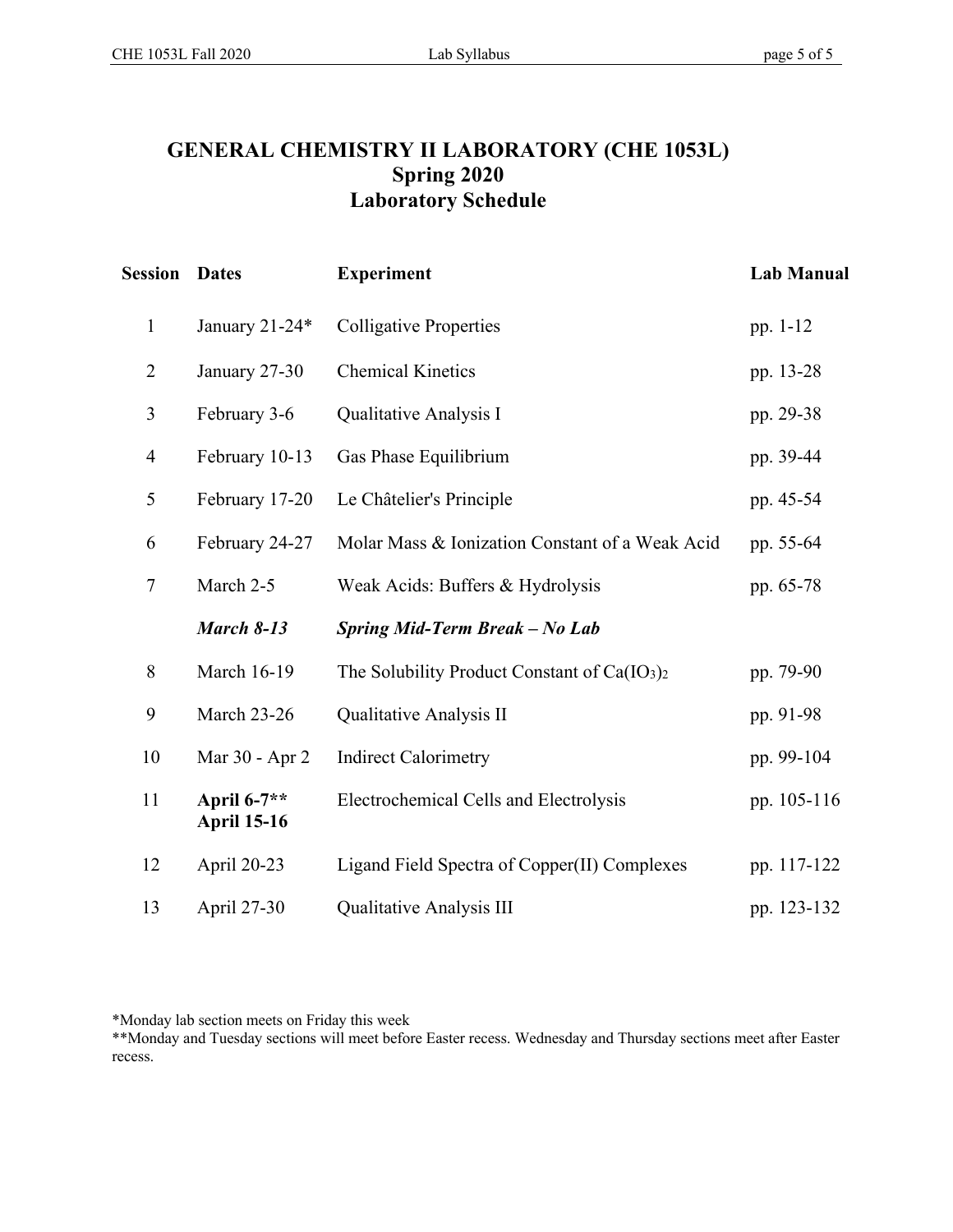# GENERAL CHEMISTRY II LABORATORY (CHE 1053L)
## Spring 2020
## Laboratory Schedule

| Session | Dates | Experiment | Lab Manual |
|---|---|---|---|
| 1 | January 21-24* | Colligative Properties | pp. 1-12 |
| 2 | January 27-30 | Chemical Kinetics | pp. 13-28 |
| 3 | February 3-6 | Qualitative Analysis I | pp. 29-38 |
| 4 | February 10-13 | Gas Phase Equilibrium | pp. 39-44 |
| 5 | February 17-20 | Le Châtelier's Principle | pp. 45-54 |
| 6 | February 24-27 | Molar Mass & Ionization Constant of a Weak Acid | pp. 55-64 |
| 7 | March 2-5 | Weak Acids: Buffers & Hydrolysis | pp. 65-78 |
| | ***March 8-13*** | ***Spring Mid-Term Break – No Lab*** | |
| 8 | March 16-19 | The Solubility Product Constant of $Ca(IO_3)_2$ | pp. 79-90 |
| 9 | March 23-26 | Qualitative Analysis II | pp. 91-98 |
| 10 | Mar 30 - Apr 2 | Indirect Calorimetry | pp. 99-104 |
| 11 | **April 6-7**** **April 15-16** | Electrochemical Cells and Electrolysis | pp. 105-116 |
| 12 | April 20-23 | Ligand Field Spectra of Copper(II) Complexes | pp. 117-122 |
| 13 | April 27-30 | Qualitative Analysis III | pp. 123-132 |

*Monday lab section meets on Friday this week

**Monday and Tuesday sections will meet before Easter recess. Wednesday and Thursday sections meet after Easter recess.